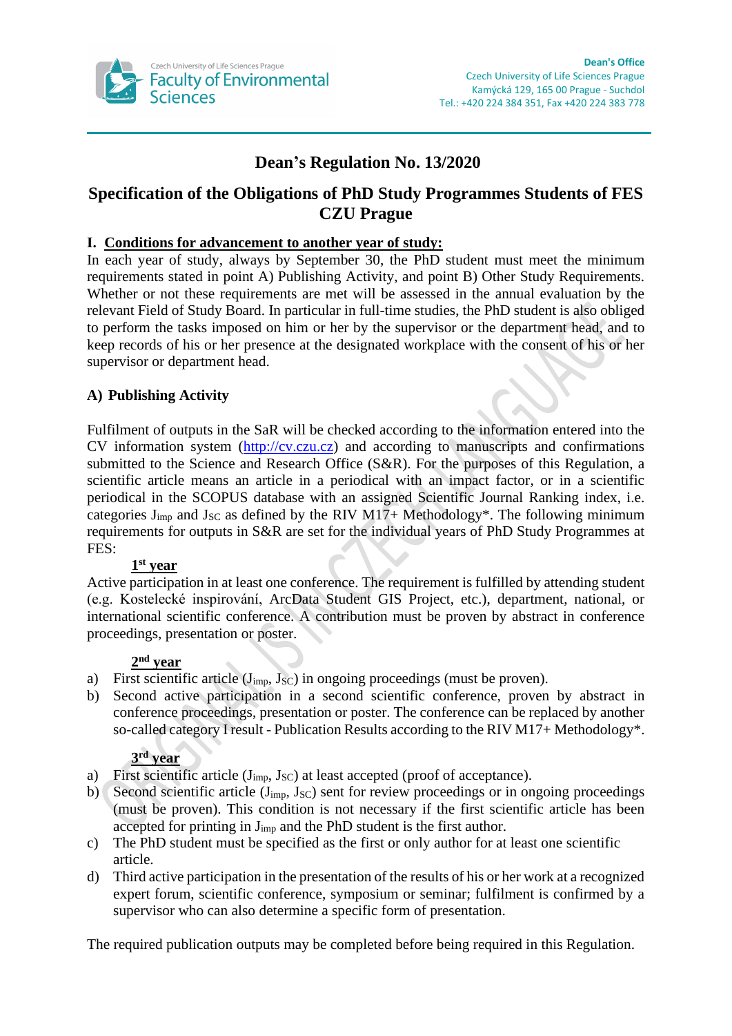Czech University of Life Sciences Prague
Faculty of Environmental Sciences

**Dean's Office**
Czech University of Life Sciences Prague
Kamýcká 129, 165 00 Prague - Suchdol
Tel.: +420 224 384 351, Fax +420 224 383 778

# Dean's Regulation No. 13/2020

## Specification of the Obligations of PhD Study Programmes Students of FES CZU Prague

### I. Conditions for advancement to another year of study:

In each year of study, always by September 30, the PhD student must meet the minimum requirements stated in point A) Publishing Activity, and point B) Other Study Requirements. Whether or not these requirements are met will be assessed in the annual evaluation by the relevant Field of Study Board. In particular in full-time studies, the PhD student is also obliged to perform the tasks imposed on him or her by the supervisor or the department head, and to keep records of his or her presence at the designated workplace with the consent of his or her supervisor or department head.

#### A) Publishing Activity

Fulfilment of outputs in the SaR will be checked according to the information entered into the CV information system (http://cv.czu.cz) and according to manuscripts and confirmations submitted to the Science and Research Office (S&R). For the purposes of this Regulation, a scientific article means an article in a periodical with an impact factor, or in a scientific periodical in the SCOPUS database with an assigned Scientific Journal Ranking index, i.e. categories $J_{imp}$ and $J_{SC}$ as defined by the RIV M17+ Methodology*. The following minimum requirements for outputs in S&R are set for the individual years of PhD Study Programmes at FES:

**1st year**

Active participation in at least one conference. The requirement is fulfilled by attending student (e.g. Kostelecké inspirování, ArcData Student GIS Project, etc.), department, national, or international scientific conference. A contribution must be proven by abstract in conference proceedings, presentation or poster.

**2nd year**

a) First scientific article ($J_{imp}$, $J_{SC}$) in ongoing proceedings (must be proven).
b) Second active participation in a second scientific conference, proven by abstract in conference proceedings, presentation or poster. The conference can be replaced by another so-called category I result - Publication Results according to the RIV M17+ Methodology*.

**3rd year**

a) First scientific article ($J_{imp}$, $J_{SC}$) at least accepted (proof of acceptance).
b) Second scientific article ($J_{imp}$, $J_{SC}$) sent for review proceedings or in ongoing proceedings (must be proven). This condition is not necessary if the first scientific article has been accepted for printing in $J_{imp}$ and the PhD student is the first author.
c) The PhD student must be specified as the first or only author for at least one scientific article.
d) Third active participation in the presentation of the results of his or her work at a recognized expert forum, scientific conference, symposium or seminar; fulfilment is confirmed by a supervisor who can also determine a specific form of presentation.

The required publication outputs may be completed before being required in this Regulation.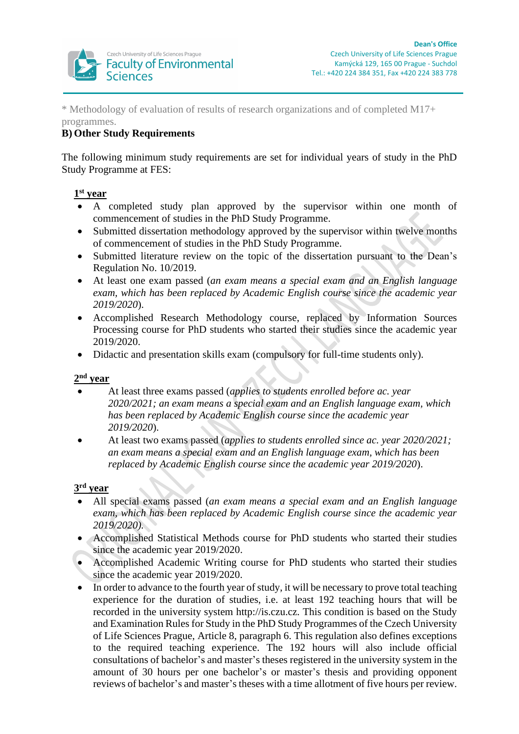\* Methodology of evaluation of results of research organizations and of completed M17+ programmes.

**B) Other Study Requirements**

The following minimum study requirements are set for individual years of study in the PhD Study Programme at FES:

**1st year**

- A completed study plan approved by the supervisor within one month of commencement of studies in the PhD Study Programme.
- Submitted dissertation methodology approved by the supervisor within twelve months of commencement of studies in the PhD Study Programme.
- Submitted literature review on the topic of the dissertation pursuant to the Dean's Regulation No. 10/2019.
- At least one exam passed (*an exam means a special exam and an English language exam, which has been replaced by Academic English course since the academic year 2019/2020*).
- Accomplished Research Methodology course, replaced by Information Sources Processing course for PhD students who started their studies since the academic year 2019/2020.
- Didactic and presentation skills exam (compulsory for full-time students only).

**2nd year**

- At least three exams passed (*applies to students enrolled before ac. year 2020/2021; an exam means a special exam and an English language exam, which has been replaced by Academic English course since the academic year 2019/2020*).
- At least two exams passed (*applies to students enrolled since ac. year 2020/2021; an exam means a special exam and an English language exam, which has been replaced by Academic English course since the academic year 2019/2020*).

**3rd year**

- All special exams passed (*an exam means a special exam and an English language exam, which has been replaced by Academic English course since the academic year 2019/2020).*
- Accomplished Statistical Methods course for PhD students who started their studies since the academic year 2019/2020.
- Accomplished Academic Writing course for PhD students who started their studies since the academic year 2019/2020.
- In order to advance to the fourth year of study, it will be necessary to prove total teaching experience for the duration of studies, i.e. at least 192 teaching hours that will be recorded in the university system http://is.czu.cz. This condition is based on the Study and Examination Rules for Study in the PhD Study Programmes of the Czech University of Life Sciences Prague, Article 8, paragraph 6. This regulation also defines exceptions to the required teaching experience. The 192 hours will also include official consultations of bachelor's and master's theses registered in the university system in the amount of 30 hours per one bachelor's or master's thesis and providing opponent reviews of bachelor's and master's theses with a time allotment of five hours per review.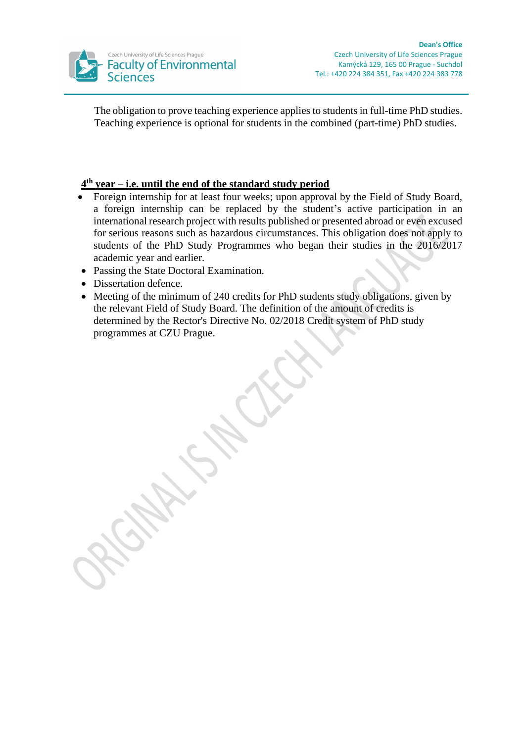The obligation to prove teaching experience applies to students in full-time PhD studies. Teaching experience is optional for students in the combined (part-time) PhD studies.

**4th year – i.e. until the end of the standard study period**

- Foreign internship for at least four weeks; upon approval by the Field of Study Board, a foreign internship can be replaced by the student's active participation in an international research project with results published or presented abroad or even excused for serious reasons such as hazardous circumstances. This obligation does not apply to students of the PhD Study Programmes who began their studies in the 2016/2017 academic year and earlier.
- Passing the State Doctoral Examination.
- Dissertation defence.
- Meeting of the minimum of 240 credits for PhD students study obligations, given by the relevant Field of Study Board. The definition of the amount of credits is determined by the Rector's Directive No. 02/2018 Credit system of PhD study programmes at CZU Prague.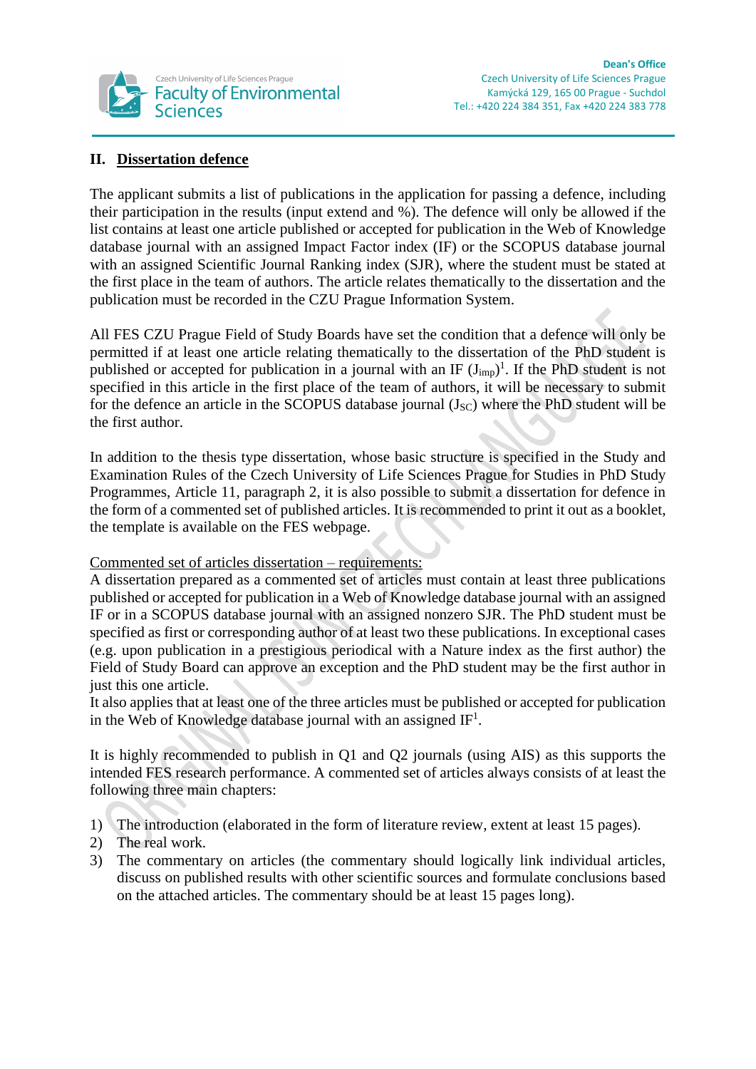## II. Dissertation defence

The applicant submits a list of publications in the application for passing a defence, including their participation in the results (input extend and %). The defence will only be allowed if the list contains at least one article published or accepted for publication in the Web of Knowledge database journal with an assigned Impact Factor index (IF) or the SCOPUS database journal with an assigned Scientific Journal Ranking index (SJR), where the student must be stated at the first place in the team of authors. The article relates thematically to the dissertation and the publication must be recorded in the CZU Prague Information System.

All FES CZU Prague Field of Study Boards have set the condition that a defence will only be permitted if at least one article relating thematically to the dissertation of the PhD student is published or accepted for publication in a journal with an IF ($J_{imp}$)[1]. If the PhD student is not specified in this article in the first place of the team of authors, it will be necessary to submit for the defence an article in the SCOPUS database journal ($J_{SC}$) where the PhD student will be the first author.

In addition to the thesis type dissertation, whose basic structure is specified in the Study and Examination Rules of the Czech University of Life Sciences Prague for Studies in PhD Study Programmes, Article 11, paragraph 2, it is also possible to submit a dissertation for defence in the form of a commented set of published articles. It is recommended to print it out as a booklet, the template is available on the FES webpage.

<u>Commented set of articles dissertation – requirements:</u>
A dissertation prepared as a commented set of articles must contain at least three publications published or accepted for publication in a Web of Knowledge database journal with an assigned IF or in a SCOPUS database journal with an assigned nonzero SJR. The PhD student must be specified as first or corresponding author of at least two these publications. In exceptional cases (e.g. upon publication in a prestigious periodical with a Nature index as the first author) the Field of Study Board can approve an exception and the PhD student may be the first author in just this one article.
It also applies that at least one of the three articles must be published or accepted for publication in the Web of Knowledge database journal with an assigned IF[1].

It is highly recommended to publish in Q1 and Q2 journals (using AIS) as this supports the intended FES research performance. A commented set of articles always consists of at least the following three main chapters:

1) The introduction (elaborated in the form of literature review, extent at least 15 pages).
2) The real work.
3) The commentary on articles (the commentary should logically link individual articles, discuss on published results with other scientific sources and formulate conclusions based on the attached articles. The commentary should be at least 15 pages long).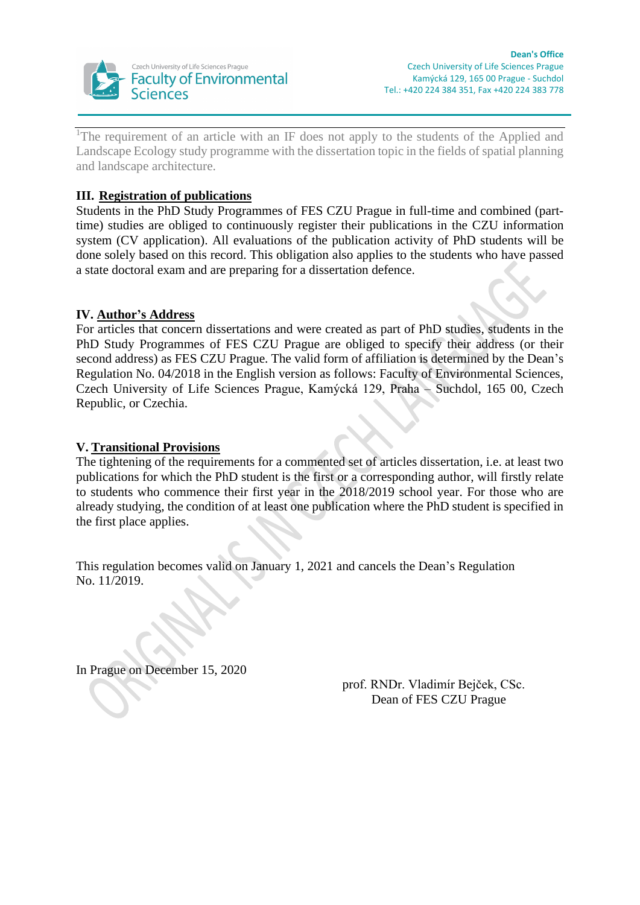[1]The requirement of an article with an IF does not apply to the students of the Applied and Landscape Ecology study programme with the dissertation topic in the fields of spatial planning and landscape architecture.

### III. Registration of publications

Students in the PhD Study Programmes of FES CZU Prague in full-time and combined (part-time) studies are obliged to continuously register their publications in the CZU information system (CV application). All evaluations of the publication activity of PhD students will be done solely based on this record. This obligation also applies to the students who have passed a state doctoral exam and are preparing for a dissertation defence.

### IV. Author's Address

For articles that concern dissertations and were created as part of PhD studies, students in the PhD Study Programmes of FES CZU Prague are obliged to specify their address (or their second address) as FES CZU Prague. The valid form of affiliation is determined by the Dean's Regulation No. 04/2018 in the English version as follows: Faculty of Environmental Sciences, Czech University of Life Sciences Prague, Kamýcká 129, Praha – Suchdol, 165 00, Czech Republic, or Czechia.

### V. Transitional Provisions

The tightening of the requirements for a commented set of articles dissertation, i.e. at least two publications for which the PhD student is the first or a corresponding author, will firstly relate to students who commence their first year in the 2018/2019 school year. For those who are already studying, the condition of at least one publication where the PhD student is specified in the first place applies.

This regulation becomes valid on January 1, 2021 and cancels the Dean's Regulation No. 11/2019.

In Prague on December 15, 2020

prof. RNDr. Vladimír Bejček, CSc.
Dean of FES CZU Prague